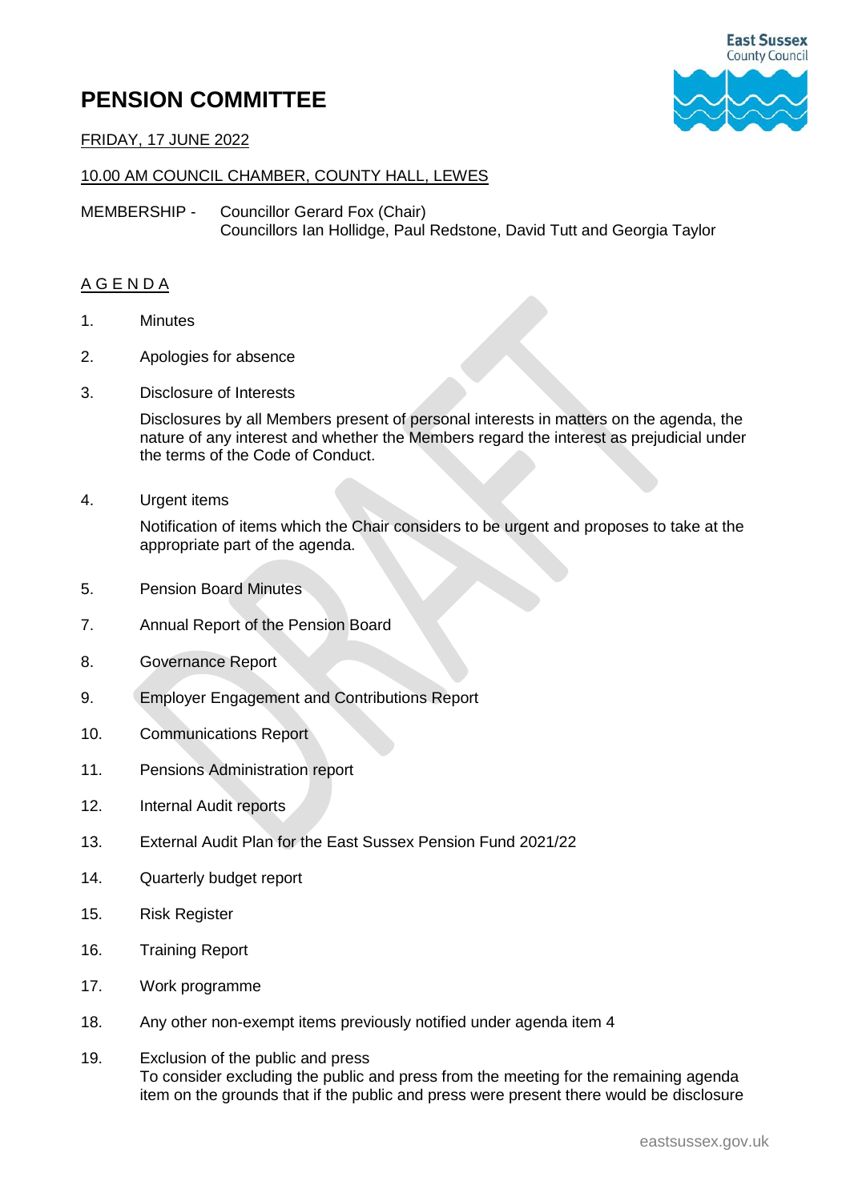# PENSION COMMITTEE

FRIDAY, 17 JUNE 2022

10.00 AM COUNCIL CHAMBER, COUNTY HALL, LEWES

MEMBERSHIP - Councillor Gerard Fox (Chair)
Councillors Ian Hollidge, Paul Redstone, David Tutt and Georgia Taylor

## AGENDA

1. Minutes
2. Apologies for absence
3. Disclosure of Interests

   Disclosures by all Members present of personal interests in matters on the agenda, the nature of any interest and whether the Members regard the interest as prejudicial under the terms of the Code of Conduct.

4. Urgent items

   Notification of items which the Chair considers to be urgent and proposes to take at the appropriate part of the agenda.

5. Pension Board Minutes

7. Annual Report of the Pension Board

8. Governance Report

9. Employer Engagement and Contributions Report

10. Communications Report

11. Pensions Administration report

12. Internal Audit reports

13. External Audit Plan for the East Sussex Pension Fund 2021/22

14. Quarterly budget report

15. Risk Register

16. Training Report

17. Work programme

18. Any other non-exempt items previously notified under agenda item 4

19. Exclusion of the public and press
    To consider excluding the public and press from the meeting for the remaining agenda item on the grounds that if the public and press were present there would be disclosure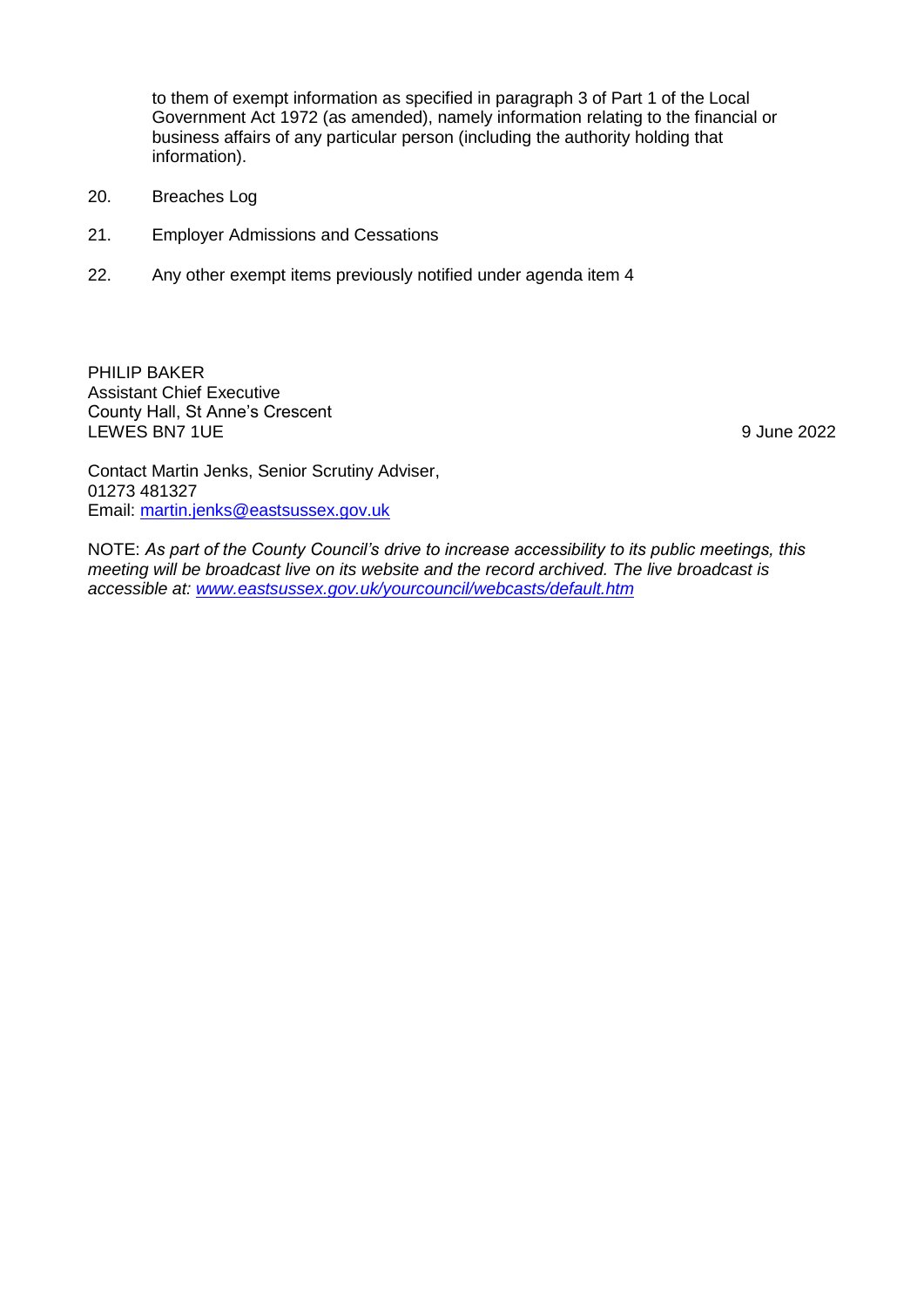to them of exempt information as specified in paragraph 3 of Part 1 of the Local Government Act 1972 (as amended), namely information relating to the financial or business affairs of any particular person (including the authority holding that information).

20. Breaches Log

21. Employer Admissions and Cessations

22. Any other exempt items previously notified under agenda item 4

PHILIP BAKER
Assistant Chief Executive
County Hall, St Anne's Crescent
LEWES BN7 1UE

9 June 2022

Contact Martin Jenks, Senior Scrutiny Adviser,
01273 481327
Email: [martin.jenks@eastsussex.gov.uk](mailto:martin.jenks@eastsussex.gov.uk)

NOTE: *As part of the County Council's drive to increase accessibility to its public meetings, this meeting will be broadcast live on its website and the record archived. The live broadcast is accessible at: [www.eastsussex.gov.uk/yourcouncil/webcasts/default.htm](http://www.eastsussex.gov.uk/yourcouncil/webcasts/default.htm)*